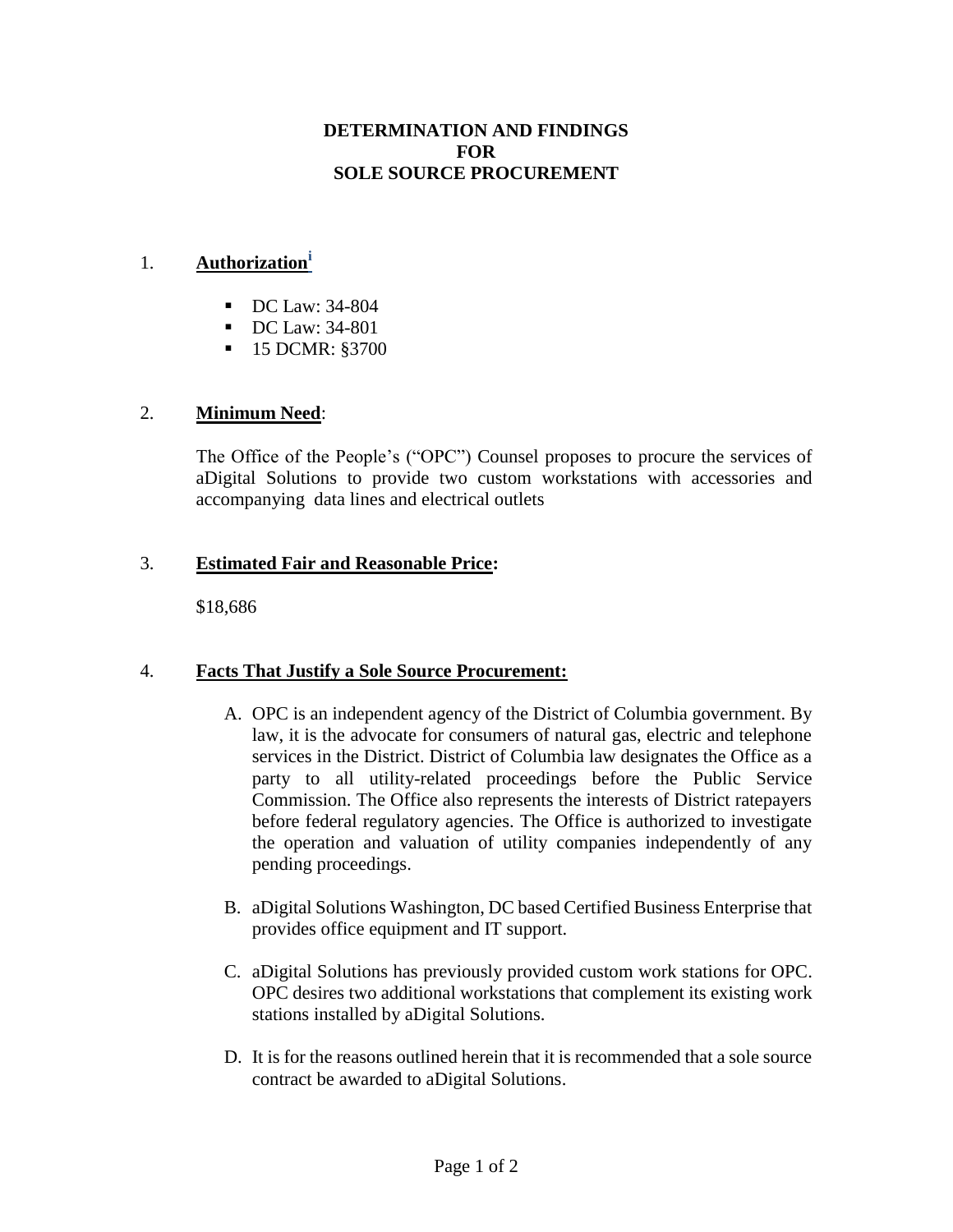**DETERMINATION AND FINDINGS**
**FOR**
**SOLE SOURCE PROCUREMENT**

1. **Authorization**[i]

   - DC Law: 34-804
   - DC Law: 34-801
   - 15 DCMR: §3700

2. **Minimum Need**:

   The Office of the People's ("OPC") Counsel proposes to procure the services of aDigital Solutions to provide two custom workstations with accessories and accompanying data lines and electrical outlets

3. **Estimated Fair and Reasonable Price:**

   $18,686

4. **Facts That Justify a Sole Source Procurement:**

   A. OPC is an independent agency of the District of Columbia government. By law, it is the advocate for consumers of natural gas, electric and telephone services in the District. District of Columbia law designates the Office as a party to all utility-related proceedings before the Public Service Commission. The Office also represents the interests of District ratepayers before federal regulatory agencies. The Office is authorized to investigate the operation and valuation of utility companies independently of any pending proceedings.

   B. aDigital Solutions Washington, DC based Certified Business Enterprise that provides office equipment and IT support.

   C. aDigital Solutions has previously provided custom work stations for OPC. OPC desires two additional workstations that complement its existing work stations installed by aDigital Solutions.

   D. It is for the reasons outlined herein that it is recommended that a sole source contract be awarded to aDigital Solutions.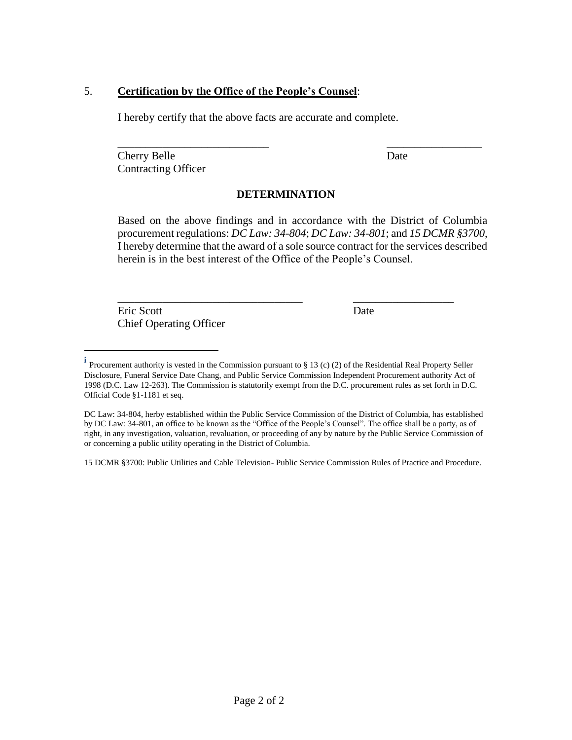5. **Certification by the Office of the People's Counsel**:

I hereby certify that the above facts are accurate and complete.

\_\_\_\_\_\_\_\_\_\_\_\_\_\_\_\_\_\_\_\_\_\_\_\_\_\_\_ \_\_\_\_\_\_\_\_\_\_\_\_\_\_\_\_\_

Cherry Belle Date
Contracting Officer

**DETERMINATION**

Based on the above findings and in accordance with the District of Columbia procurement regulations: *DC Law: 34-804*; *DC Law: 34-801*; and *15 DCMR §3700*, I hereby determine that the award of a sole source contract for the services described herein is in the best interest of the Office of the People's Counsel.

\_\_\_\_\_\_\_\_\_\_\_\_\_\_\_\_\_\_\_\_\_\_\_\_\_\_\_\_\_\_\_\_\_ \_\_\_\_\_\_\_\_\_\_\_\_\_\_\_\_\_\_

Eric Scott Date
Chief Operating Officer

---

[i] Procurement authority is vested in the Commission pursuant to § 13 (c) (2) of the Residential Real Property Seller Disclosure, Funeral Service Date Chang, and Public Service Commission Independent Procurement authority Act of 1998 (D.C. Law 12-263). The Commission is statutorily exempt from the D.C. procurement rules as set forth in D.C. Official Code §1-1181 et seq.

DC Law: 34-804, herby established within the Public Service Commission of the District of Columbia, has established by DC Law: 34-801, an office to be known as the "Office of the People's Counsel". The office shall be a party, as of right, in any investigation, valuation, revaluation, or proceeding of any by nature by the Public Service Commission of or concerning a public utility operating in the District of Columbia.

15 DCMR §3700: Public Utilities and Cable Television- Public Service Commission Rules of Practice and Procedure.